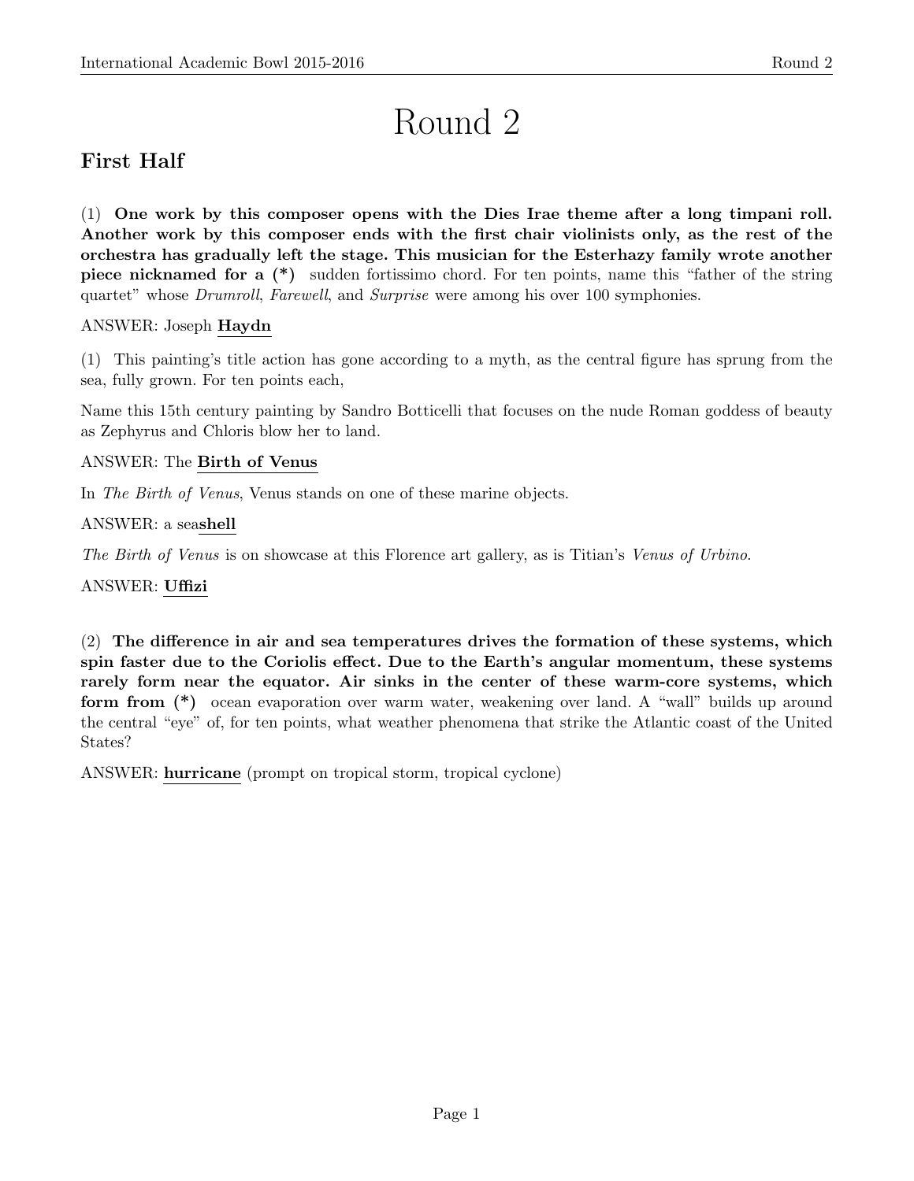# Round 2

## First Half

(1) **One work by this composer opens with the Dies Irae theme after a long timpani roll. Another work by this composer ends with the first chair violinists only, as the rest of the orchestra has gradually left the stage. This musician for the Esterhazy family wrote another piece nicknamed for a (*)** sudden fortissimo chord. For ten points, name this "father of the string quartet" whose *Drumroll*, *Farewell*, and *Surprise* were among his over 100 symphonies.

ANSWER: Joseph **Haydn**

(1) This painting's title action has gone according to a myth, as the central figure has sprung from the sea, fully grown. For ten points each,

Name this 15th century painting by Sandro Botticelli that focuses on the nude Roman goddess of beauty as Zephyrus and Chloris blow her to land.

ANSWER: The **Birth of Venus**

In *The Birth of Venus*, Venus stands on one of these marine objects.

ANSWER: a sea**shell**

*The Birth of Venus* is on showcase at this Florence art gallery, as is Titian's *Venus of Urbino*.

ANSWER: **Uffizi**

(2) **The difference in air and sea temperatures drives the formation of these systems, which spin faster due to the Coriolis effect. Due to the Earth's angular momentum, these systems rarely form near the equator. Air sinks in the center of these warm-core systems, which form from (*)** ocean evaporation over warm water, weakening over land. A "wall" builds up around the central "eye" of, for ten points, what weather phenomena that strike the Atlantic coast of the United States?

ANSWER: **hurricane** (prompt on tropical storm, tropical cyclone)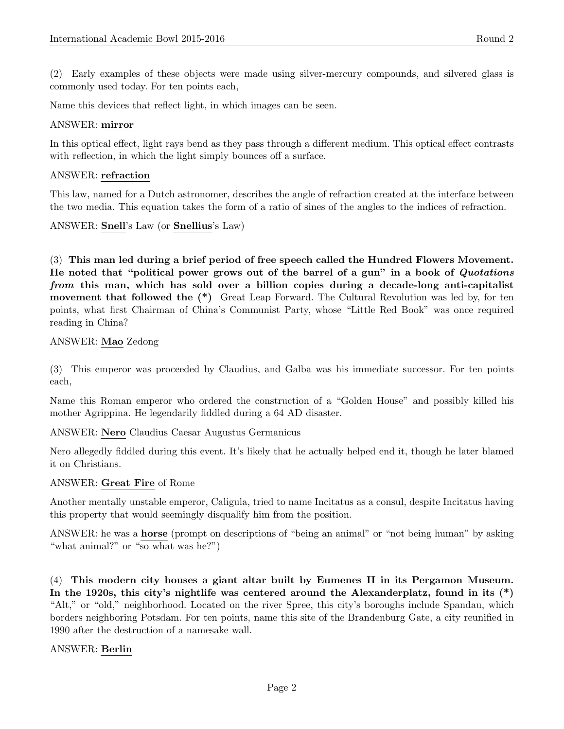(2) Early examples of these objects were made using silver-mercury compounds, and silvered glass is commonly used today. For ten points each,

Name this devices that reflect light, in which images can be seen.

ANSWER: **mirror**

In this optical effect, light rays bend as they pass through a different medium. This optical effect contrasts with reflection, in which the light simply bounces off a surface.

ANSWER: **refraction**

This law, named for a Dutch astronomer, describes the angle of refraction created at the interface between the two media. This equation takes the form of a ratio of sines of the angles to the indices of refraction.

ANSWER: **Snell**'s Law (or **Snellius**'s Law)

(3) **This man led during a brief period of free speech called the Hundred Flowers Movement. He noted that "political power grows out of the barrel of a gun" in a book of *Quotations from* this man, which has sold over a billion copies during a decade-long anti-capitalist movement that followed the (*)** Great Leap Forward. The Cultural Revolution was led by, for ten points, what first Chairman of China's Communist Party, whose "Little Red Book" was once required reading in China?

ANSWER: **Mao** Zedong

(3) This emperor was proceeded by Claudius, and Galba was his immediate successor. For ten points each,

Name this Roman emperor who ordered the construction of a "Golden House" and possibly killed his mother Agrippina. He legendarily fiddled during a 64 AD disaster.

ANSWER: **Nero** Claudius Caesar Augustus Germanicus

Nero allegedly fiddled during this event. It's likely that he actually helped end it, though he later blamed it on Christians.

ANSWER: **Great Fire** of Rome

Another mentally unstable emperor, Caligula, tried to name Incitatus as a consul, despite Incitatus having this property that would seemingly disqualify him from the position.

ANSWER: he was a **horse** (prompt on descriptions of "being an animal" or "not being human" by asking "what animal?" or "so what was he?")

(4) **This modern city houses a giant altar built by Eumenes II in its Pergamon Museum. In the 1920s, this city's nightlife was centered around the Alexanderplatz, found in its (*)** "Alt," or "old," neighborhood. Located on the river Spree, this city's boroughs include Spandau, which borders neighboring Potsdam. For ten points, name this site of the Brandenburg Gate, a city reunified in 1990 after the destruction of a namesake wall.

ANSWER: **Berlin**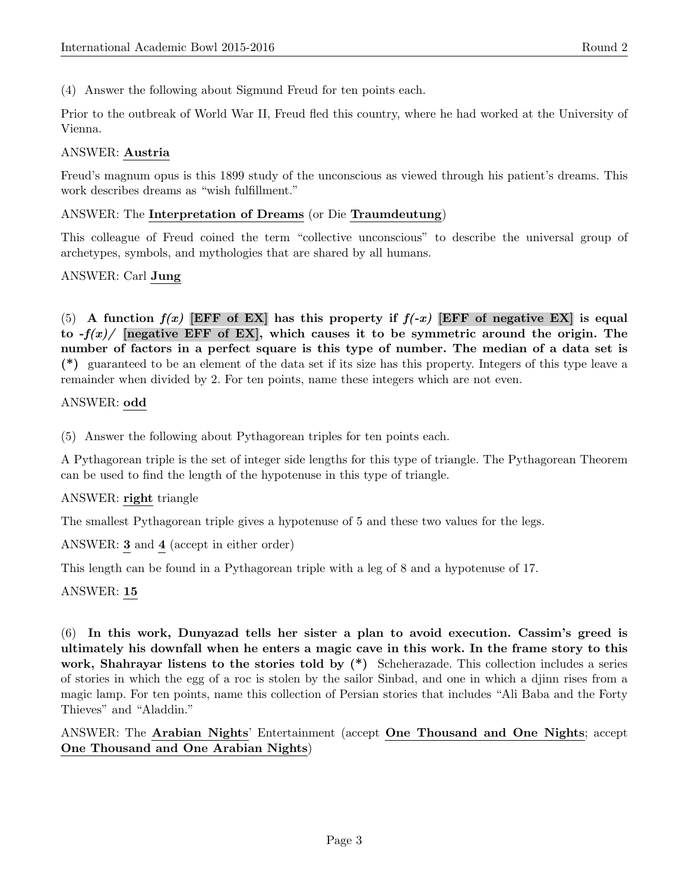(4) Answer the following about Sigmund Freud for ten points each.

Prior to the outbreak of World War II, Freud fled this country, where he had worked at the University of Vienna.

ANSWER: **Austria**

Freud's magnum opus is this 1899 study of the unconscious as viewed through his patient's dreams. This work describes dreams as "wish fulfillment."

ANSWER: The **Interpretation of Dreams** (or Die **Traumdeutung**)

This colleague of Freud coined the term "collective unconscious" to describe the universal group of archetypes, symbols, and mythologies that are shared by all humans.

ANSWER: Carl **Jung**

(5) **A function $f(x)$ [EFF of EX] has this property if $f(-x)$ [EFF of negative EX] is equal to $-f(x)$/ [negative EFF of EX], which causes it to be symmetric around the origin. The number of factors in a perfect square is this type of number. The median of a data set is (*)** guaranteed to be an element of the data set if its size has this property. Integers of this type leave a remainder when divided by 2. For ten points, name these integers which are not even.

ANSWER: **odd**

(5) Answer the following about Pythagorean triples for ten points each.

A Pythagorean triple is the set of integer side lengths for this type of triangle. The Pythagorean Theorem can be used to find the length of the hypotenuse in this type of triangle.

ANSWER: **right** triangle

The smallest Pythagorean triple gives a hypotenuse of 5 and these two values for the legs.

ANSWER: **3** and **4** (accept in either order)

This length can be found in a Pythagorean triple with a leg of 8 and a hypotenuse of 17.

ANSWER: **15**

(6) **In this work, Dunyazad tells her sister a plan to avoid execution. Cassim's greed is ultimately his downfall when he enters a magic cave in this work. In the frame story to this work, Shahrayar listens to the stories told by (*)** Scheherazade. This collection includes a series of stories in which the egg of a roc is stolen by the sailor Sinbad, and one in which a djinn rises from a magic lamp. For ten points, name this collection of Persian stories that includes "Ali Baba and the Forty Thieves" and "Aladdin."

ANSWER: The **Arabian Nights**' Entertainment (accept **One Thousand and One Nights**; accept **One Thousand and One Arabian Nights**)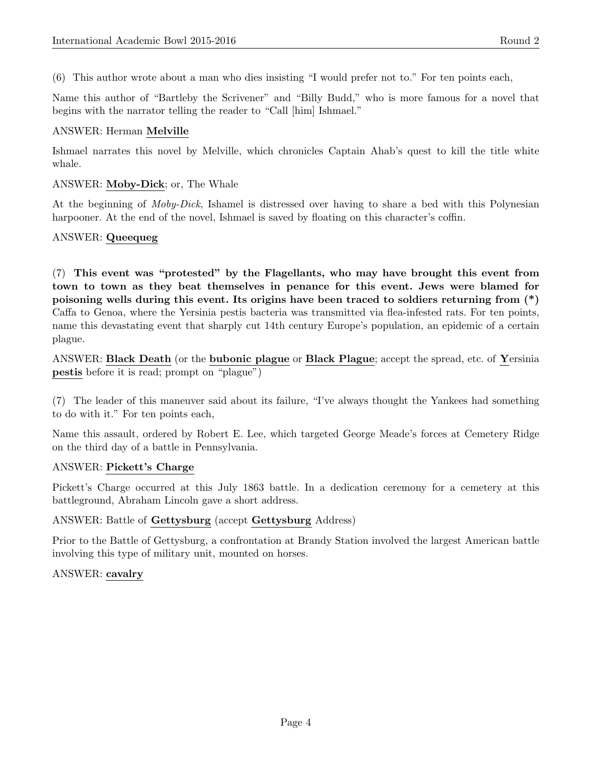(6) This author wrote about a man who dies insisting "I would prefer not to." For ten points each,

Name this author of "Bartleby the Scrivener" and "Billy Budd," who is more famous for a novel that begins with the narrator telling the reader to "Call [him] Ishmael."

ANSWER: Herman **Melville**

Ishmael narrates this novel by Melville, which chronicles Captain Ahab's quest to kill the title white whale.

ANSWER: **Moby-Dick**; or, The Whale

At the beginning of *Moby-Dick*, Ishamel is distressed over having to share a bed with this Polynesian harpooner. At the end of the novel, Ishmael is saved by floating on this character's coffin.

ANSWER: **Queequeg**

(7) **This event was "protested" by the Flagellants, who may have brought this event from town to town as they beat themselves in penance for this event. Jews were blamed for poisoning wells during this event. Its origins have been traced to soldiers returning from (*)** Caffa to Genoa, where the Yersinia pestis bacteria was transmitted via flea-infested rats. For ten points, name this devastating event that sharply cut 14th century Europe's population, an epidemic of a certain plague.

ANSWER: **Black Death** (or the **bubonic plague** or **Black Plague**; accept the spread, etc. of **Y**ersinia **pestis** before it is read; prompt on "plague")

(7) The leader of this maneuver said about its failure, "I've always thought the Yankees had something to do with it." For ten points each,

Name this assault, ordered by Robert E. Lee, which targeted George Meade's forces at Cemetery Ridge on the third day of a battle in Pennsylvania.

ANSWER: **Pickett's Charge**

Pickett's Charge occurred at this July 1863 battle. In a dedication ceremony for a cemetery at this battleground, Abraham Lincoln gave a short address.

ANSWER: Battle of **Gettysburg** (accept **Gettysburg** Address)

Prior to the Battle of Gettysburg, a confrontation at Brandy Station involved the largest American battle involving this type of military unit, mounted on horses.

ANSWER: **cavalry**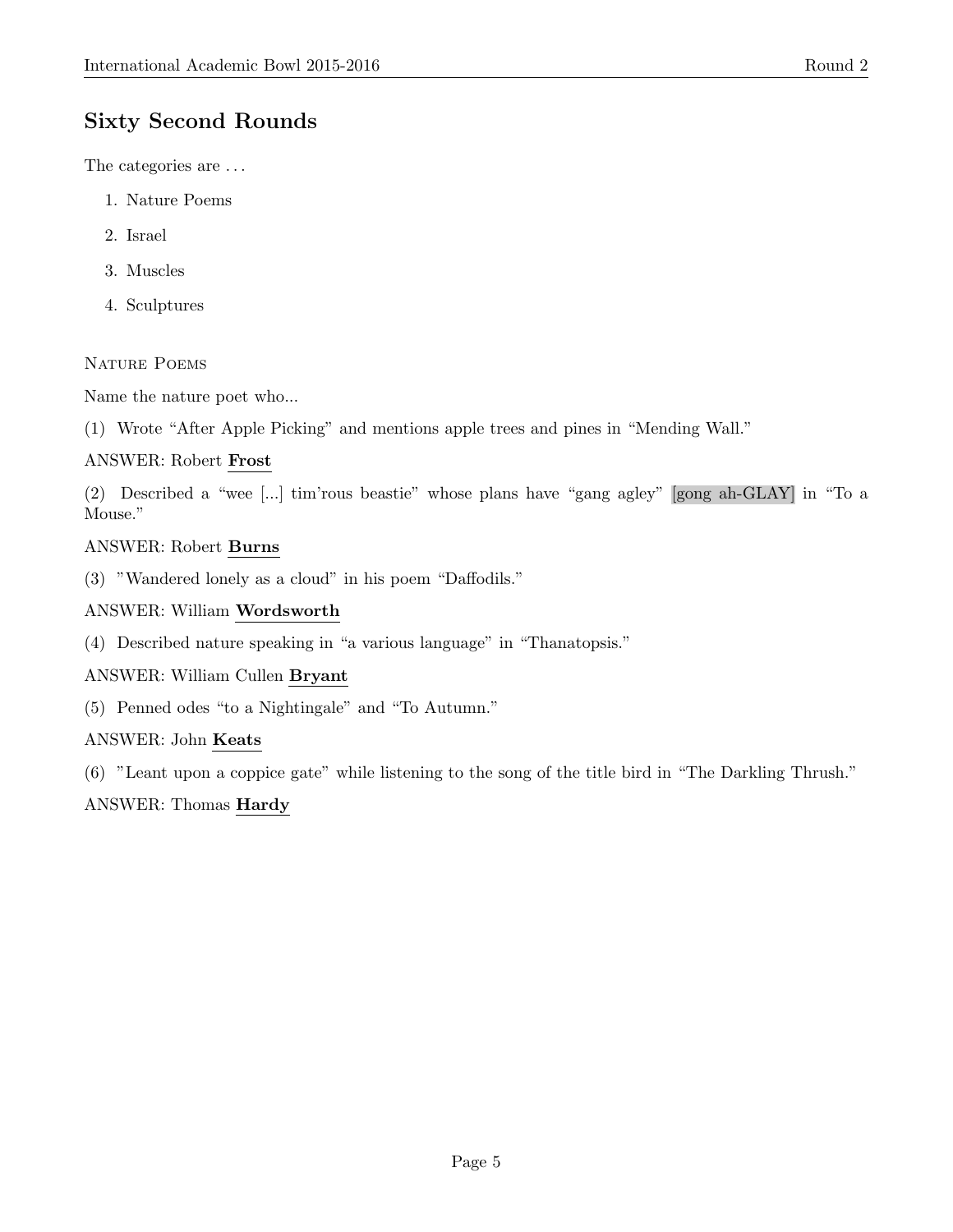## Sixty Second Rounds

The categories are . . .

1. Nature Poems
2. Israel
3. Muscles
4. Sculptures

### Nature Poems

Name the nature poet who...

(1) Wrote "After Apple Picking" and mentions apple trees and pines in "Mending Wall."

ANSWER: Robert **Frost**

(2) Described a "wee [...] tim'rous beastie" whose plans have "gang agley" [gong ah-GLAY] in "To a Mouse."

ANSWER: Robert **Burns**

(3) "Wandered lonely as a cloud" in his poem "Daffodils."

ANSWER: William **Wordsworth**

(4) Described nature speaking in "a various language" in "Thanatopsis."

ANSWER: William Cullen **Bryant**

(5) Penned odes "to a Nightingale" and "To Autumn."

ANSWER: John **Keats**

(6) "Leant upon a coppice gate" while listening to the song of the title bird in "The Darkling Thrush."

ANSWER: Thomas **Hardy**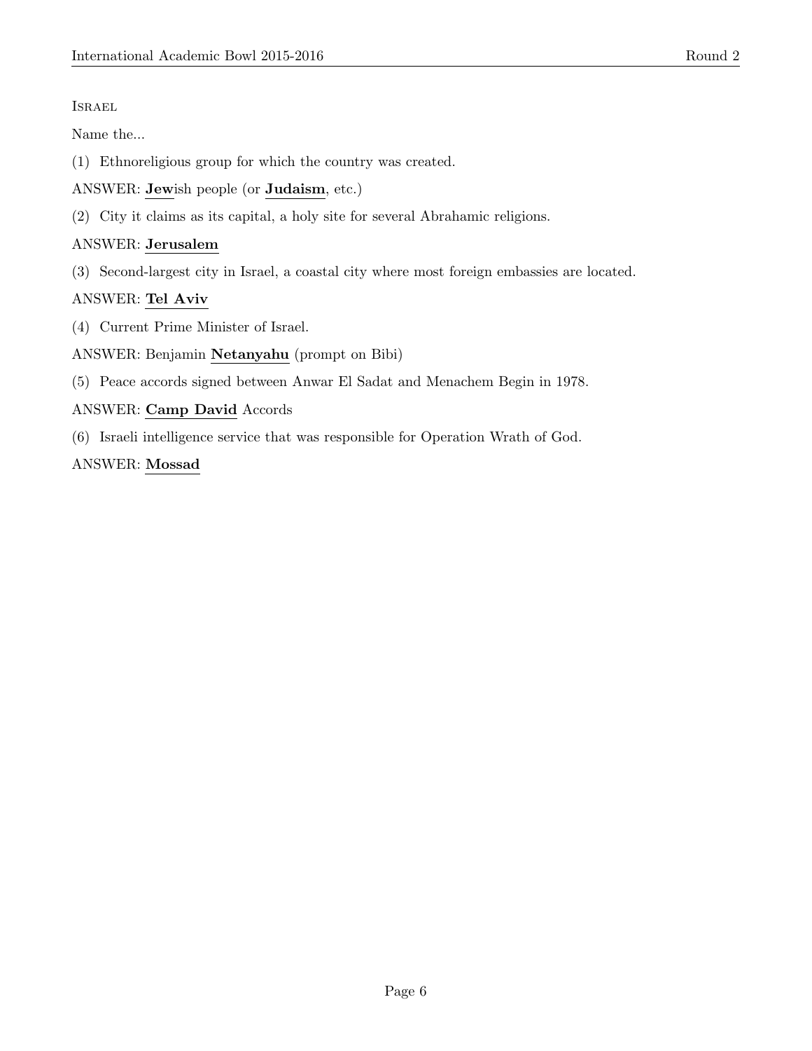Israel

Name the...

(1) Ethnoreligious group for which the country was created.

ANSWER: **<u>Jew</u>**ish people (or **<u>Judaism</u>**, etc.)

(2) City it claims as its capital, a holy site for several Abrahamic religions.

ANSWER: **<u>Jerusalem</u>**

(3) Second-largest city in Israel, a coastal city where most foreign embassies are located.

ANSWER: **<u>Tel Aviv</u>**

(4) Current Prime Minister of Israel.

ANSWER: Benjamin **<u>Netanyahu</u>** (prompt on Bibi)

(5) Peace accords signed between Anwar El Sadat and Menachem Begin in 1978.

ANSWER: **<u>Camp David</u>** Accords

(6) Israeli intelligence service that was responsible for Operation Wrath of God.

ANSWER: **<u>Mossad</u>**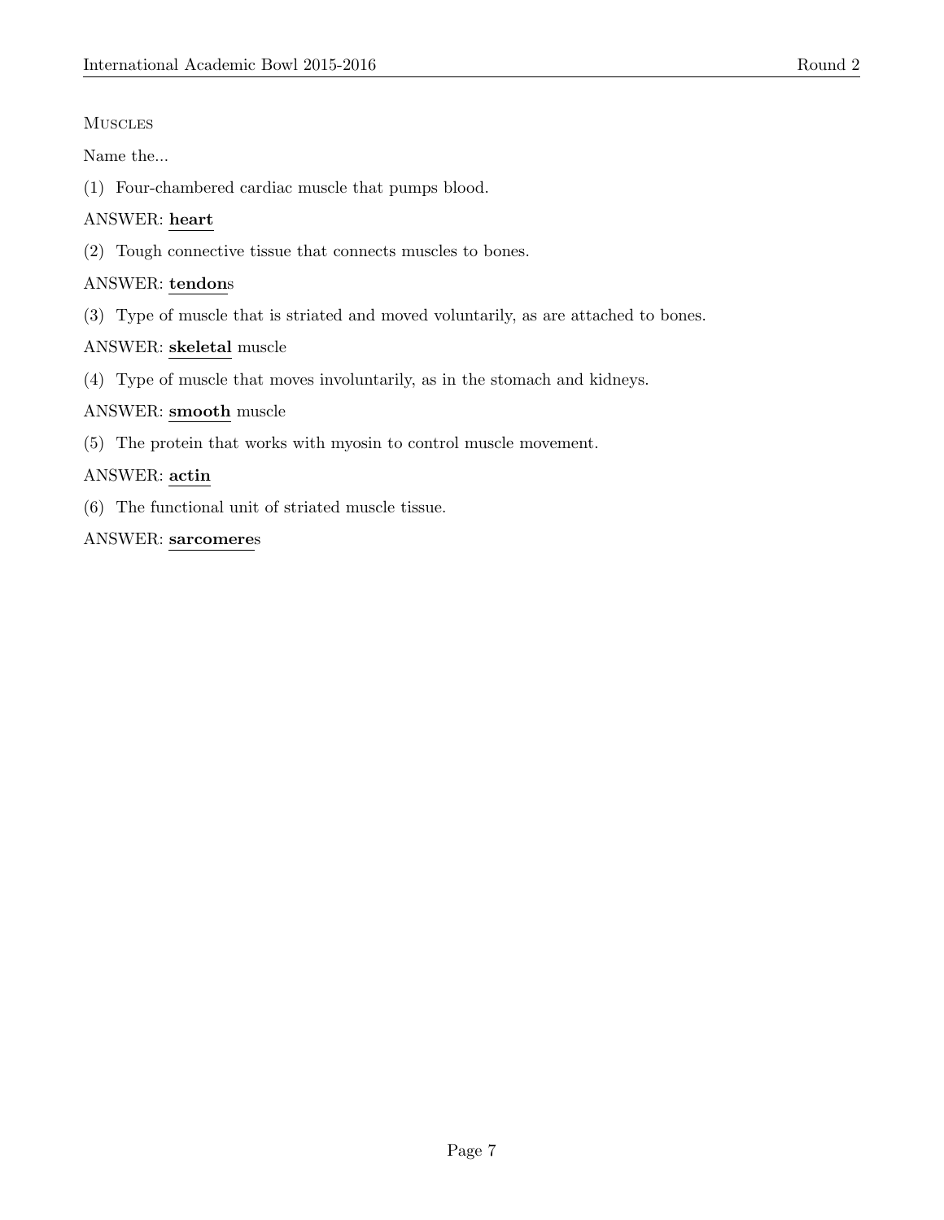MUSCLES

Name the...

(1) Four-chambered cardiac muscle that pumps blood.

ANSWER: **heart**

(2) Tough connective tissue that connects muscles to bones.

ANSWER: **tendon**s

(3) Type of muscle that is striated and moved voluntarily, as are attached to bones.

ANSWER: **skeletal** muscle

(4) Type of muscle that moves involuntarily, as in the stomach and kidneys.

ANSWER: **smooth** muscle

(5) The protein that works with myosin to control muscle movement.

ANSWER: **actin**

(6) The functional unit of striated muscle tissue.

ANSWER: **sarcomere**s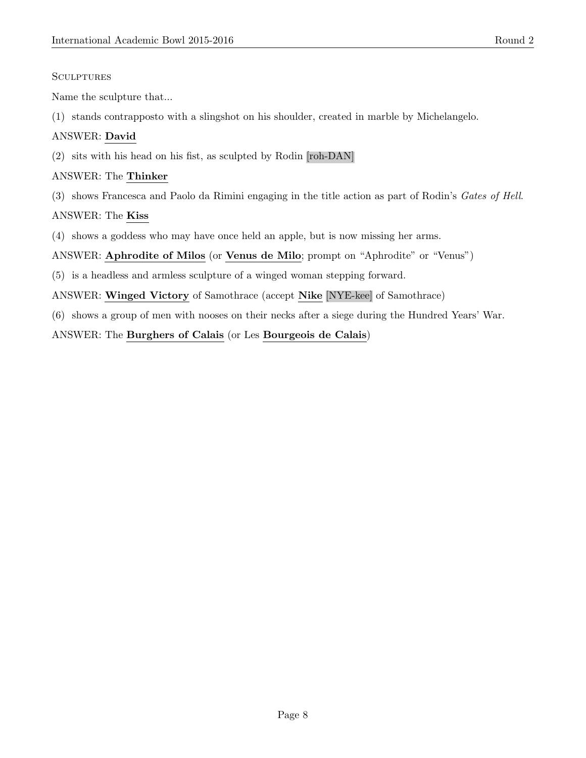Sculptures

Name the sculpture that...

(1) stands contrapposto with a slingshot on his shoulder, created in marble by Michelangelo.

ANSWER: **David**

(2) sits with his head on his fist, as sculpted by Rodin [roh-DAN]

ANSWER: The **Thinker**

(3) shows Francesca and Paolo da Rimini engaging in the title action as part of Rodin's *Gates of Hell*.

ANSWER: The **Kiss**

(4) shows a goddess who may have once held an apple, but is now missing her arms.

ANSWER: **Aphrodite of Milos** (or **Venus de Milo**; prompt on "Aphrodite" or "Venus")

(5) is a headless and armless sculpture of a winged woman stepping forward.

ANSWER: **Winged Victory** of Samothrace (accept **Nike** [NYE-kee] of Samothrace)

(6) shows a group of men with nooses on their necks after a siege during the Hundred Years' War.

ANSWER: The **Burghers of Calais** (or Les **Bourgeois de Calais**)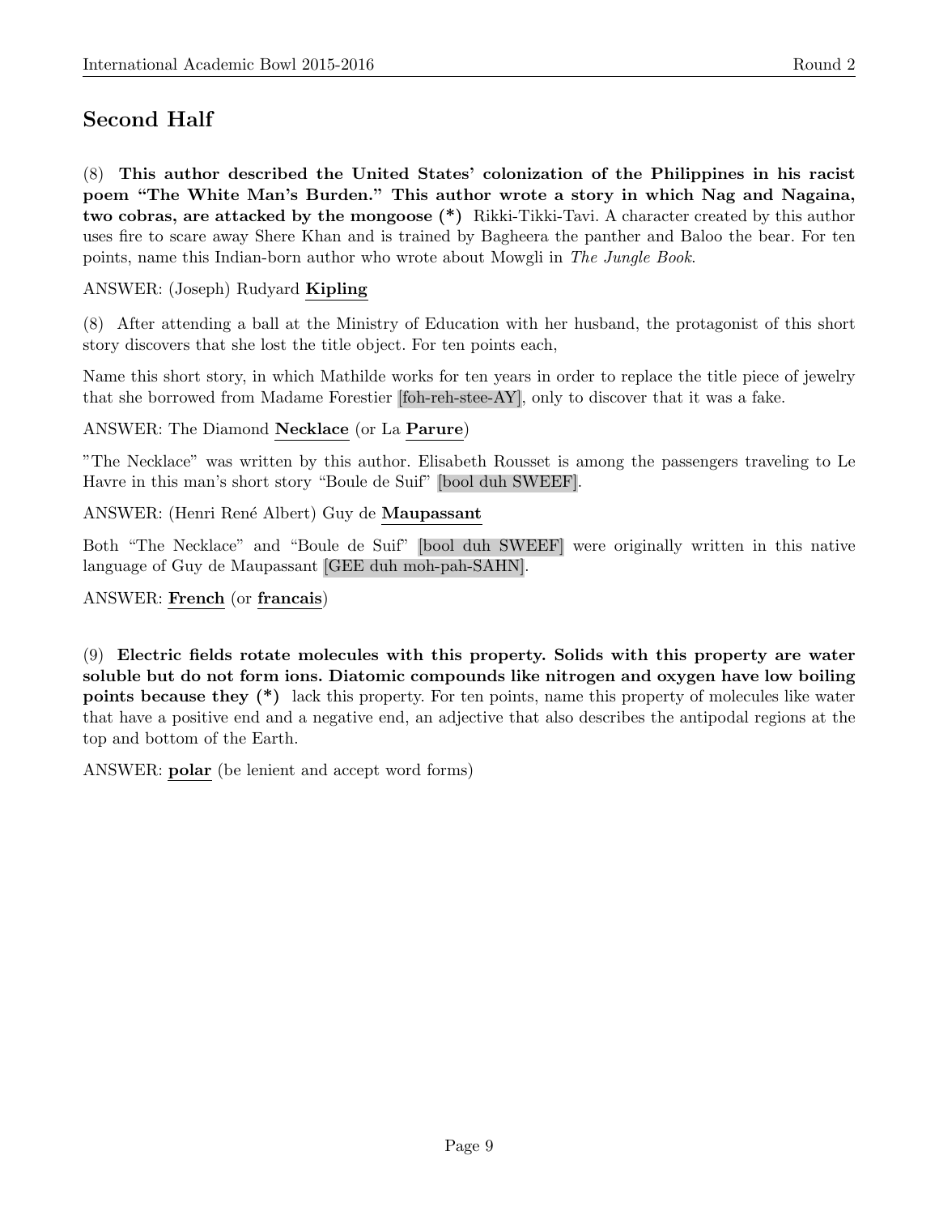## Second Half

(8) **This author described the United States' colonization of the Philippines in his racist poem "The White Man's Burden." This author wrote a story in which Nag and Nagaina, two cobras, are attacked by the mongoose (*)** Rikki-Tikki-Tavi. A character created by this author uses fire to scare away Shere Khan and is trained by Bagheera the panther and Baloo the bear. For ten points, name this Indian-born author who wrote about Mowgli in *The Jungle Book*.

ANSWER: (Joseph) Rudyard **Kipling**

(8) After attending a ball at the Ministry of Education with her husband, the protagonist of this short story discovers that she lost the title object. For ten points each,

Name this short story, in which Mathilde works for ten years in order to replace the title piece of jewelry that she borrowed from Madame Forestier [foh-reh-stee-AY], only to discover that it was a fake.

ANSWER: The Diamond **Necklace** (or La **Parure**)

"The Necklace" was written by this author. Elisabeth Rousset is among the passengers traveling to Le Havre in this man's short story "Boule de Suif" [bool duh SWEEF].

ANSWER: (Henri René Albert) Guy de **Maupassant**

Both "The Necklace" and "Boule de Suif" [bool duh SWEEF] were originally written in this native language of Guy de Maupassant [GEE duh moh-pah-SAHN].

ANSWER: **French** (or **francais**)

(9) **Electric fields rotate molecules with this property. Solids with this property are water soluble but do not form ions. Diatomic compounds like nitrogen and oxygen have low boiling points because they (*)** lack this property. For ten points, name this property of molecules like water that have a positive end and a negative end, an adjective that also describes the antipodal regions at the top and bottom of the Earth.

ANSWER: **polar** (be lenient and accept word forms)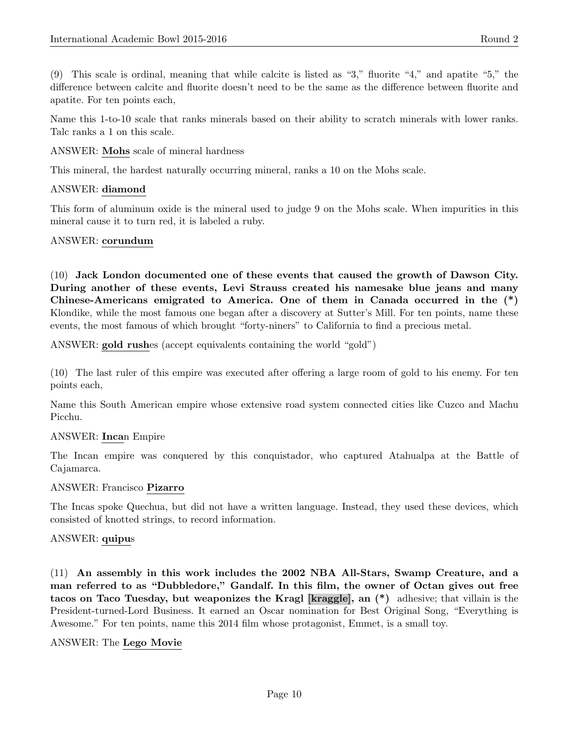(9) This scale is ordinal, meaning that while calcite is listed as "3," fluorite "4," and apatite "5," the difference between calcite and fluorite doesn't need to be the same as the difference between fluorite and apatite. For ten points each,

Name this 1-to-10 scale that ranks minerals based on their ability to scratch minerals with lower ranks. Talc ranks a 1 on this scale.

ANSWER: **Mohs** scale of mineral hardness

This mineral, the hardest naturally occurring mineral, ranks a 10 on the Mohs scale.

ANSWER: **diamond**

This form of aluminum oxide is the mineral used to judge 9 on the Mohs scale. When impurities in this mineral cause it to turn red, it is labeled a ruby.

ANSWER: **corundum**

(10) **Jack London documented one of these events that caused the growth of Dawson City. During another of these events, Levi Strauss created his namesake blue jeans and many Chinese-Americans emigrated to America. One of them in Canada occurred in the (*)** Klondike, while the most famous one began after a discovery at Sutter's Mill. For ten points, name these events, the most famous of which brought "forty-niners" to California to find a precious metal.

ANSWER: **gold rush**es (accept equivalents containing the world "gold")

(10) The last ruler of this empire was executed after offering a large room of gold to his enemy. For ten points each,

Name this South American empire whose extensive road system connected cities like Cuzco and Machu Picchu.

ANSWER: **Inca**n Empire

The Incan empire was conquered by this conquistador, who captured Atahualpa at the Battle of Cajamarca.

ANSWER: Francisco **Pizarro**

The Incas spoke Quechua, but did not have a written language. Instead, they used these devices, which consisted of knotted strings, to record information.

ANSWER: **quipu**s

(11) **An assembly in this work includes the 2002 NBA All-Stars, Swamp Creature, and a man referred to as "Dubbledore," Gandalf. In this film, the owner of Octan gives out free tacos on Taco Tuesday, but weaponizes the Kragl [kraggle], an (*)** adhesive; that villain is the President-turned-Lord Business. It earned an Oscar nomination for Best Original Song, "Everything is Awesome." For ten points, name this 2014 film whose protagonist, Emmet, is a small toy.

ANSWER: The **Lego Movie**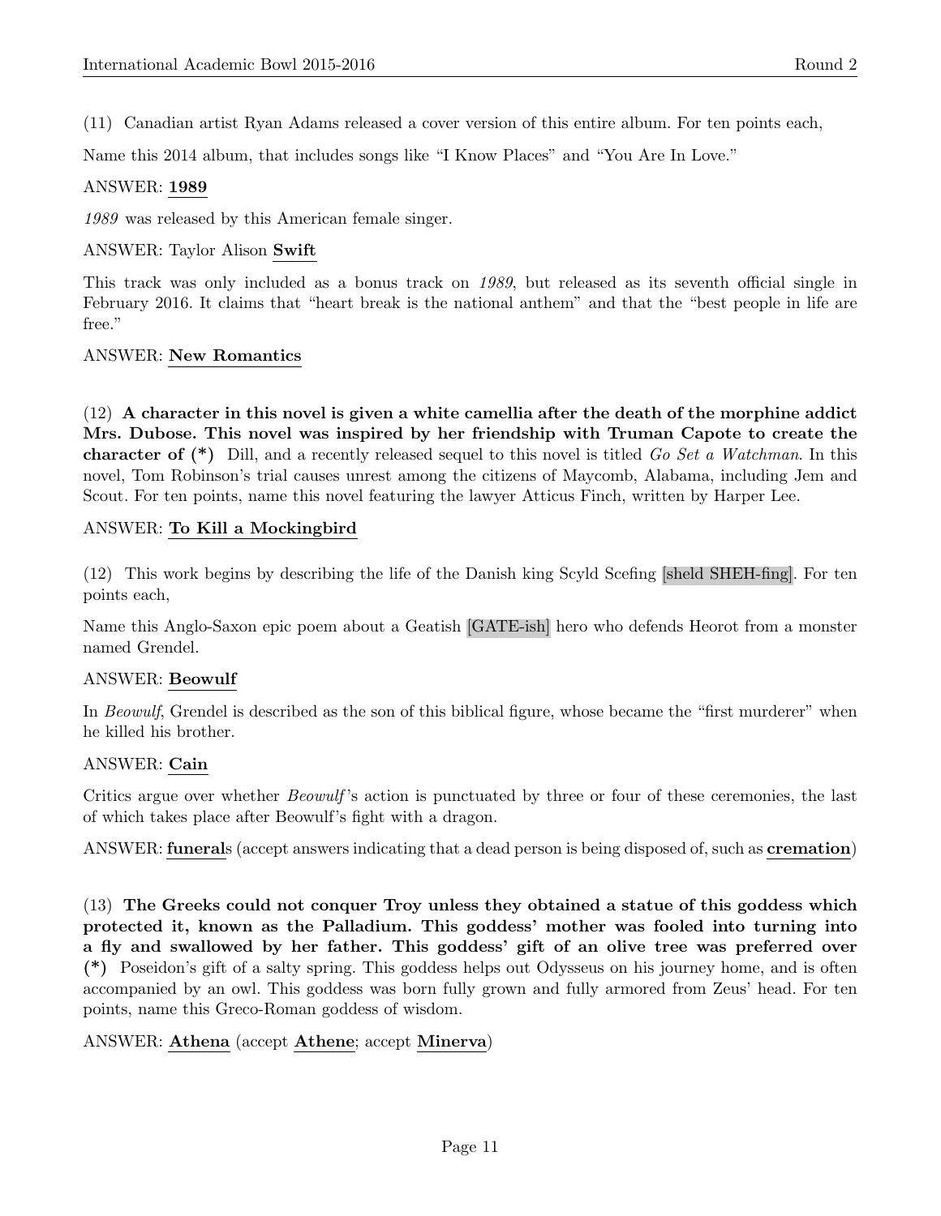(11) Canadian artist Ryan Adams released a cover version of this entire album. For ten points each,

Name this 2014 album, that includes songs like "I Know Places" and "You Are In Love."

ANSWER: **1989**

*1989* was released by this American female singer.

ANSWER: Taylor Alison **Swift**

This track was only included as a bonus track on *1989*, but released as its seventh official single in February 2016. It claims that "heart break is the national anthem" and that the "best people in life are free."

ANSWER: **New Romantics**

(12) **A character in this novel is given a white camellia after the death of the morphine addict Mrs. Dubose. This novel was inspired by her friendship with Truman Capote to create the character of (*)** Dill, and a recently released sequel to this novel is titled *Go Set a Watchman*. In this novel, Tom Robinson's trial causes unrest among the citizens of Maycomb, Alabama, including Jem and Scout. For ten points, name this novel featuring the lawyer Atticus Finch, written by Harper Lee.

ANSWER: **To Kill a Mockingbird**

(12) This work begins by describing the life of the Danish king Scyld Scefing [sheld SHEH-fing]. For ten points each,

Name this Anglo-Saxon epic poem about a Geatish [GATE-ish] hero who defends Heorot from a monster named Grendel.

ANSWER: **Beowulf**

In *Beowulf*, Grendel is described as the son of this biblical figure, whose became the "first murderer" when he killed his brother.

ANSWER: **Cain**

Critics argue over whether *Beowulf*'s action is punctuated by three or four of these ceremonies, the last of which takes place after Beowulf's fight with a dragon.

ANSWER: **funeral**s (accept answers indicating that a dead person is being disposed of, such as **cremation**)

(13) **The Greeks could not conquer Troy unless they obtained a statue of this goddess which protected it, known as the Palladium. This goddess' mother was fooled into turning into a fly and swallowed by her father. This goddess' gift of an olive tree was preferred over (*)** Poseidon's gift of a salty spring. This goddess helps out Odysseus on his journey home, and is often accompanied by an owl. This goddess was born fully grown and fully armored from Zeus' head. For ten points, name this Greco-Roman goddess of wisdom.

ANSWER: **Athena** (accept **Athene**; accept **Minerva**)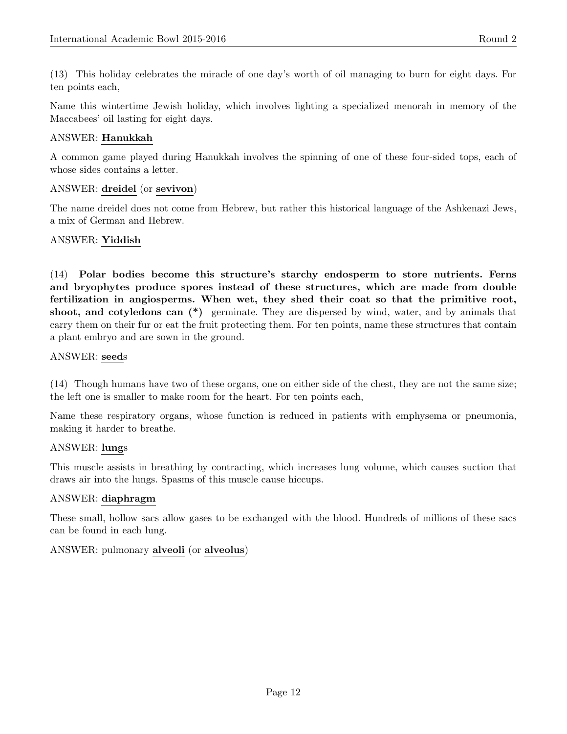(13) This holiday celebrates the miracle of one day's worth of oil managing to burn for eight days. For ten points each,

Name this wintertime Jewish holiday, which involves lighting a specialized menorah in memory of the Maccabees' oil lasting for eight days.

ANSWER: **Hanukkah**

A common game played during Hanukkah involves the spinning of one of these four-sided tops, each of whose sides contains a letter.

ANSWER: **dreidel** (or **sevivon**)

The name dreidel does not come from Hebrew, but rather this historical language of the Ashkenazi Jews, a mix of German and Hebrew.

ANSWER: **Yiddish**

(14) **Polar bodies become this structure's starchy endosperm to store nutrients. Ferns and bryophytes produce spores instead of these structures, which are made from double fertilization in angiosperms. When wet, they shed their coat so that the primitive root, shoot, and cotyledons can (*)** germinate. They are dispersed by wind, water, and by animals that carry them on their fur or eat the fruit protecting them. For ten points, name these structures that contain a plant embryo and are sown in the ground.

ANSWER: **seed**s

(14) Though humans have two of these organs, one on either side of the chest, they are not the same size; the left one is smaller to make room for the heart. For ten points each,

Name these respiratory organs, whose function is reduced in patients with emphysema or pneumonia, making it harder to breathe.

ANSWER: **lung**s

This muscle assists in breathing by contracting, which increases lung volume, which causes suction that draws air into the lungs. Spasms of this muscle cause hiccups.

ANSWER: **diaphragm**

These small, hollow sacs allow gases to be exchanged with the blood. Hundreds of millions of these sacs can be found in each lung.

ANSWER: pulmonary **alveoli** (or **alveolus**)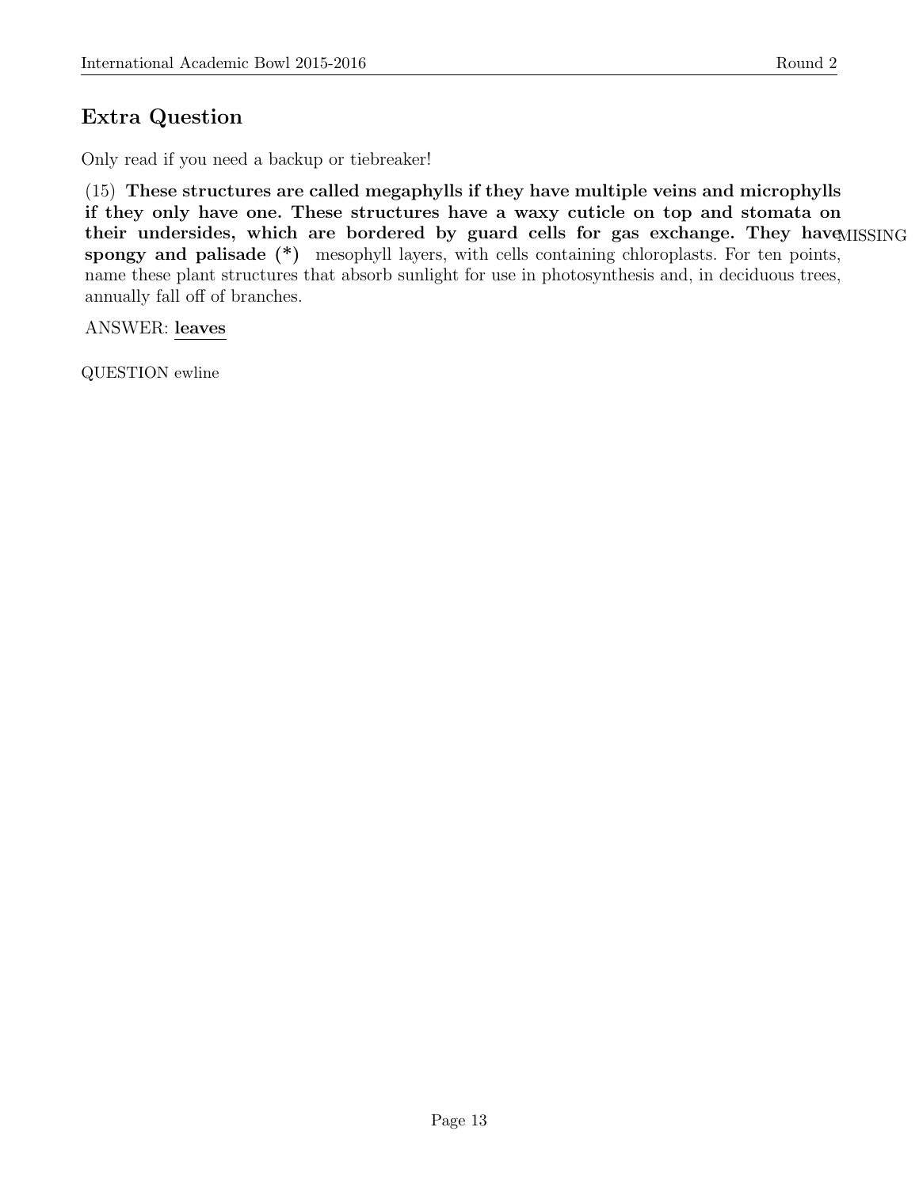## Extra Question

Only read if you need a backup or tiebreaker!

(15) **These structures are called megaphylls if they have multiple veins and microphylls if they only have one. These structures have a waxy cuticle on top and stomata on their undersides, which are bordered by guard cells for gas exchange. They have** MISSING **spongy and palisade (*)** mesophyll layers, with cells containing chloroplasts. For ten points, name these plant structures that absorb sunlight for use in photosynthesis and, in deciduous trees, annually fall off of branches.

ANSWER: **leaves**

QUESTION ewline